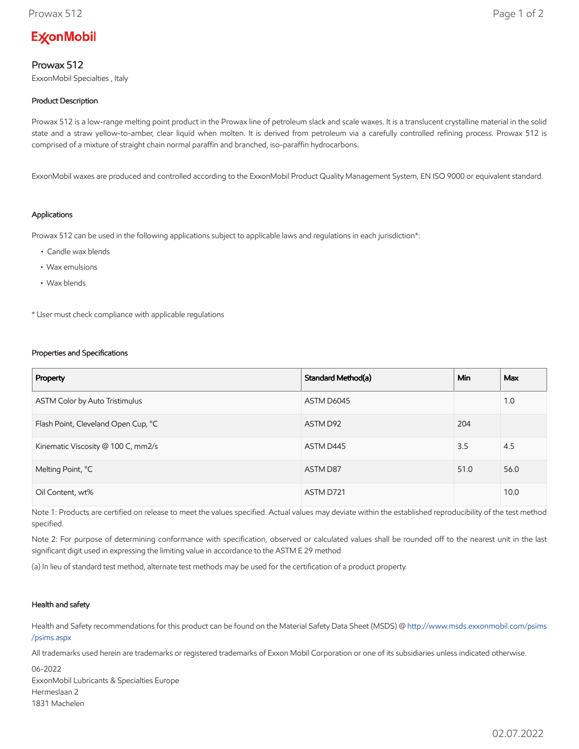ExxonMobil

# Prowax 512

ExxonMobil Specialties , Italy

## Product Description

Prowax 512 is a low-range melting point product in the Prowax line of petroleum slack and scale waxes. It is a translucent crystalline material in the solid state and a straw yellow-to-amber, clear liquid when molten. It is derived from petroleum via a carefully controlled refining process. Prowax 512 is comprised of a mixture of straight chain normal paraffin and branched, iso-paraffin hydrocarbons.

ExxonMobil waxes are produced and controlled according to the ExxonMobil Product Quality Management System, EN ISO 9000 or equivalent standard.

## Applications

Prowax 512 can be used in the following applications subject to applicable laws and regulations in each jurisdiction*:

- Candle wax blends
- Wax emulsions
- Wax blends

* User must check compliance with applicable regulations

## Properties and Specifications

| Property | Standard Method(a) | Min | Max |
| --- | --- | --- | --- |
| ASTM Color by Auto Tristimulus | ASTM D6045 | | 1.0 |
| Flash Point, Cleveland Open Cup, °C | ASTM D92 | 204 | |
| Kinematic Viscosity @ 100 C, mm2/s | ASTM D445 | 3.5 | 4.5 |
| Melting Point, °C | ASTM D87 | 51.0 | 56.0 |
| Oil Content, wt% | ASTM D721 | | 10.0 |

Note 1: Products are certified on release to meet the values specified. Actual values may deviate within the established reproducibility of the test method specified.

Note 2: For purpose of determining conformance with specification, observed or calculated values shall be rounded off to the nearest unit in the last significant digit used in expressing the limiting value in accordance to the ASTM E 29 method

(a) In lieu of standard test method, alternate test methods may be used for the certification of a product property.

## Health and safety

Health and Safety recommendations for this product can be found on the Material Safety Data Sheet (MSDS) @ http://www.msds.exxonmobil.com/psims/psims.aspx

All trademarks used herein are trademarks or registered trademarks of Exxon Mobil Corporation or one of its subsidiaries unless indicated otherwise.

06-2022
ExxonMobil Lubricants & Specialties Europe
Hermeslaan 2
1831 Machelen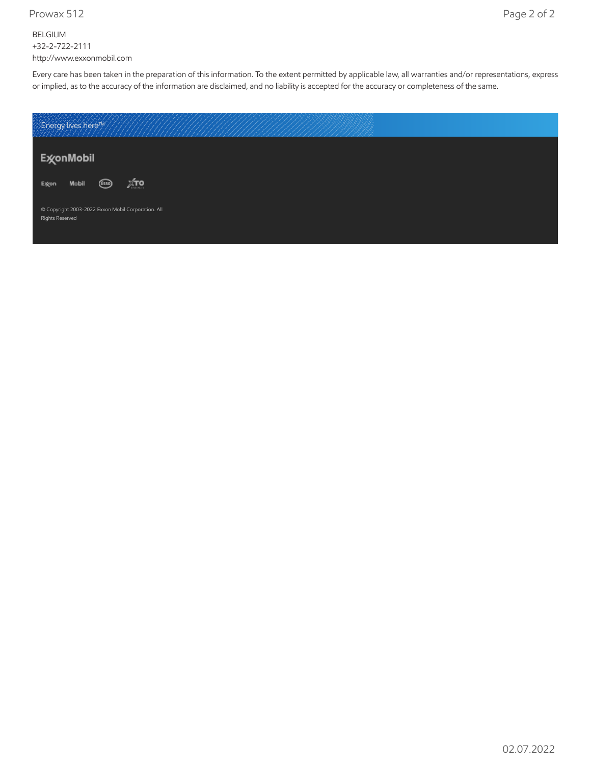BELGIUM
+32-2-722-2111
http://www.exxonmobil.com

Every care has been taken in the preparation of this information. To the extent permitted by applicable law, all warranties and/or representations, express or implied, as to the accuracy of the information are disclaimed, and no liability is accepted for the accuracy or completeness of the same.

Energy lives here™

ExxonMobil

Exxon Mobil Esso XTO

© Copyright 2003-2022 Exxon Mobil Corporation. All Rights Reserved

02.07.2022